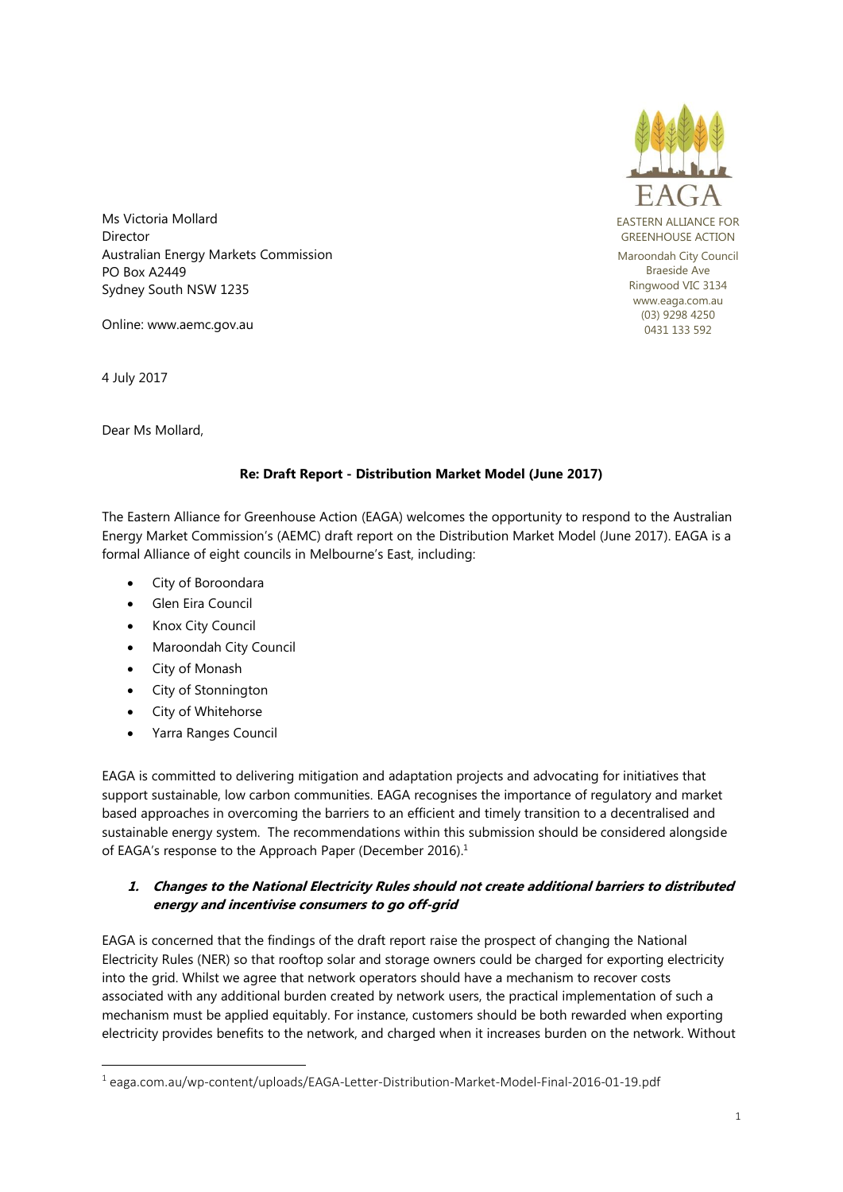EAGA

EASTERN ALLIANCE FOR GREENHOUSE ACTION

Maroondah City Council
Braeside Ave
Ringwood VIC 3134
www.eaga.com.au
(03) 9298 4250
0431 133 592

Ms Victoria Mollard
Director
Australian Energy Markets Commission
PO Box A2449
Sydney South NSW 1235

Online: www.aemc.gov.au

4 July 2017

Dear Ms Mollard,

**Re: Draft Report - Distribution Market Model (June 2017)**

The Eastern Alliance for Greenhouse Action (EAGA) welcomes the opportunity to respond to the Australian Energy Market Commission's (AEMC) draft report on the Distribution Market Model (June 2017). EAGA is a formal Alliance of eight councils in Melbourne's East, including:

- City of Boroondara
- Glen Eira Council
- Knox City Council
- Maroondah City Council
- City of Monash
- City of Stonnington
- City of Whitehorse
- Yarra Ranges Council

EAGA is committed to delivering mitigation and adaptation projects and advocating for initiatives that support sustainable, low carbon communities. EAGA recognises the importance of regulatory and market based approaches in overcoming the barriers to an efficient and timely transition to a decentralised and sustainable energy system. The recommendations within this submission should be considered alongside of EAGA's response to the Approach Paper (December 2016).[1]

### 1. ***Changes to the National Electricity Rules should not create additional barriers to distributed energy and incentivise consumers to go off-grid***

EAGA is concerned that the findings of the draft report raise the prospect of changing the National Electricity Rules (NER) so that rooftop solar and storage owners could be charged for exporting electricity into the grid. Whilst we agree that network operators should have a mechanism to recover costs associated with any additional burden created by network users, the practical implementation of such a mechanism must be applied equitably. For instance, customers should be both rewarded when exporting electricity provides benefits to the network, and charged when it increases burden on the network. Without

[1] eaga.com.au/wp-content/uploads/EAGA-Letter-Distribution-Market-Model-Final-2016-01-19.pdf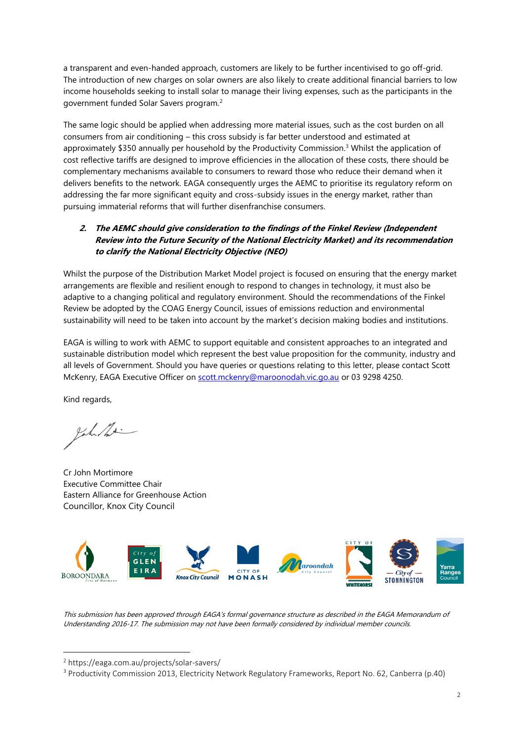a transparent and even-handed approach, customers are likely to be further incentivised to go off-grid. The introduction of new charges on solar owners are also likely to create additional financial barriers to low income households seeking to install solar to manage their living expenses, such as the participants in the government funded Solar Savers program.[2]

The same logic should be applied when addressing more material issues, such as the cost burden on all consumers from air conditioning – this cross subsidy is far better understood and estimated at approximately $350 annually per household by the Productivity Commission.[3] Whilst the application of cost reflective tariffs are designed to improve efficiencies in the allocation of these costs, there should be complementary mechanisms available to consumers to reward those who reduce their demand when it delivers benefits to the network. EAGA consequently urges the AEMC to prioritise its regulatory reform on addressing the far more significant equity and cross-subsidy issues in the energy market, rather than pursuing immaterial reforms that will further disenfranchise consumers.

2. ***The AEMC should give consideration to the findings of the Finkel Review (Independent Review into the Future Security of the National Electricity Market) and its recommendation to clarify the National Electricity Objective (NEO)***

Whilst the purpose of the Distribution Market Model project is focused on ensuring that the energy market arrangements are flexible and resilient enough to respond to changes in technology, it must also be adaptive to a changing political and regulatory environment. Should the recommendations of the Finkel Review be adopted by the COAG Energy Council, issues of emissions reduction and environmental sustainability will need to be taken into account by the market's decision making bodies and institutions.

EAGA is willing to work with AEMC to support equitable and consistent approaches to an integrated and sustainable distribution model which represent the best value proposition for the community, industry and all levels of Government. Should you have queries or questions relating to this letter, please contact Scott McKenry, EAGA Executive Officer on scott.mckenry@maroondah.vic.gov.au or 03 9298 4250.

Kind regards,

Cr John Mortimore
Executive Committee Chair
Eastern Alliance for Greenhouse Action
Councillor, Knox City Council

*This submission has been approved through EAGA's formal governance structure as described in the EAGA Memorandum of Understanding 2016-17. The submission may not have been formally considered by individual member councils.*

[2] https://eaga.com.au/projects/solar-savers/

[3] Productivity Commission 2013, Electricity Network Regulatory Frameworks, Report No. 62, Canberra (p.40)